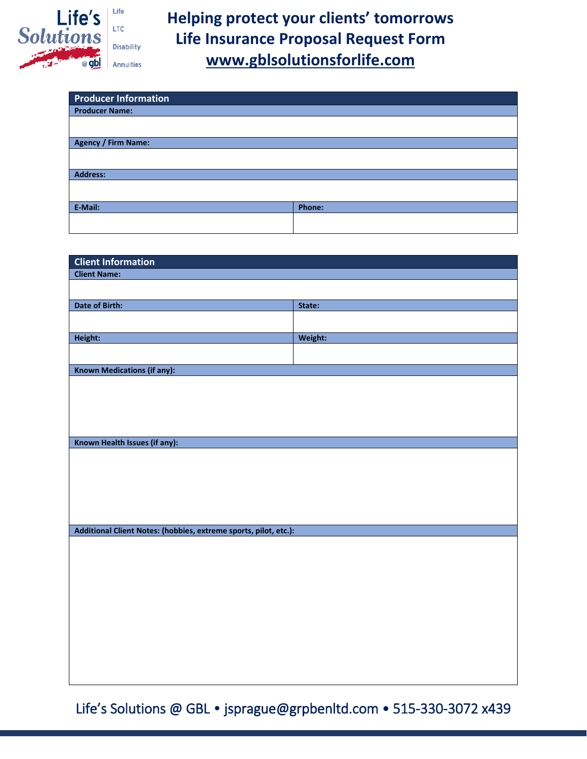Life's Solutions @ gbl

Life
LTC
Disability
Annuities

# Helping protect your clients' tomorrows
# Life Insurance Proposal Request Form
# www.gblsolutionsforlife.com

| Producer Information | |
|---|---|
| **Producer Name:** | |
| | |
| **Agency / Firm Name:** | |
| | |
| **Address:** | |
| | |
| **E-Mail:** | **Phone:** |
| | |

| Client Information | |
|---|---|
| **Client Name:** | |
| | |
| **Date of Birth:** | **State:** |
| | |
| **Height:** | **Weight:** |
| | |
| **Known Medications (if any):** | |
| | |
| **Known Health Issues (if any):** | |
| | |
| **Additional Client Notes: (hobbies, extreme sports, pilot, etc.):** | |
| | |

Life's Solutions @ GBL • jsprague@grpbenltd.com • 515-330-3072 x439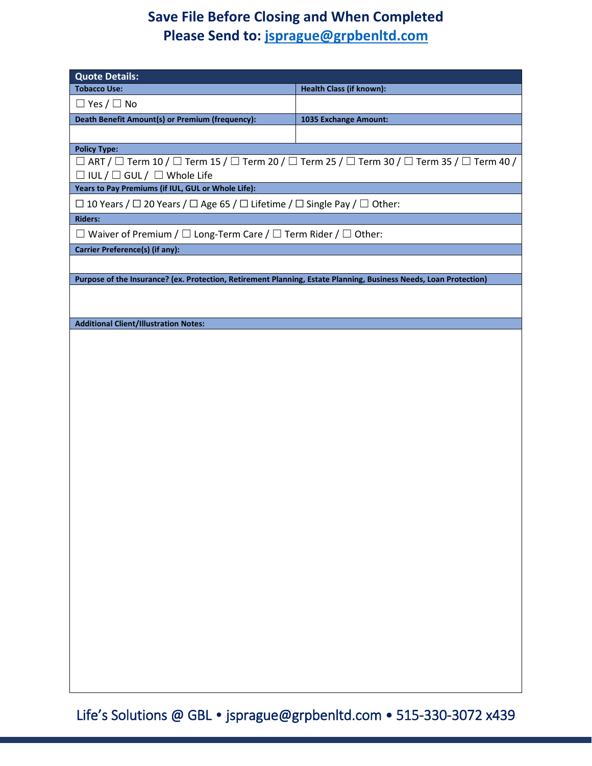# Save File Before Closing and When Completed
# Please Send to: jsprague@grpbenltd.com

| Quote Details: | |
|---|---|
| **Tobacco Use:** | **Health Class (if known):** |
| ☐ Yes / ☐ No | |
| **Death Benefit Amount(s) or Premium (frequency):** | **1035 Exchange Amount:** |
| | |

**Policy Type:**

☐ ART / ☐ Term 10 / ☐ Term 15 / ☐ Term 20 / ☐ Term 25 / ☐ Term 30 / ☐ Term 35 / ☐ Term 40 / ☐ IUL / ☐ GUL / ☐ Whole Life

**Years to Pay Premiums (if IUL, GUL or Whole Life):**

☐ 10 Years / ☐ 20 Years / ☐ Age 65 / ☐ Lifetime / ☐ Single Pay / ☐ Other:

**Riders:**

☐ Waiver of Premium / ☐ Long-Term Care / ☐ Term Rider / ☐ Other:

**Carrier Preference(s) (if any):**

**Purpose of the Insurance? (ex. Protection, Retirement Planning, Estate Planning, Business Needs, Loan Protection)**

**Additional Client/Illustration Notes:**

Life's Solutions @ GBL • jsprague@grpbenltd.com • 515-330-3072 x439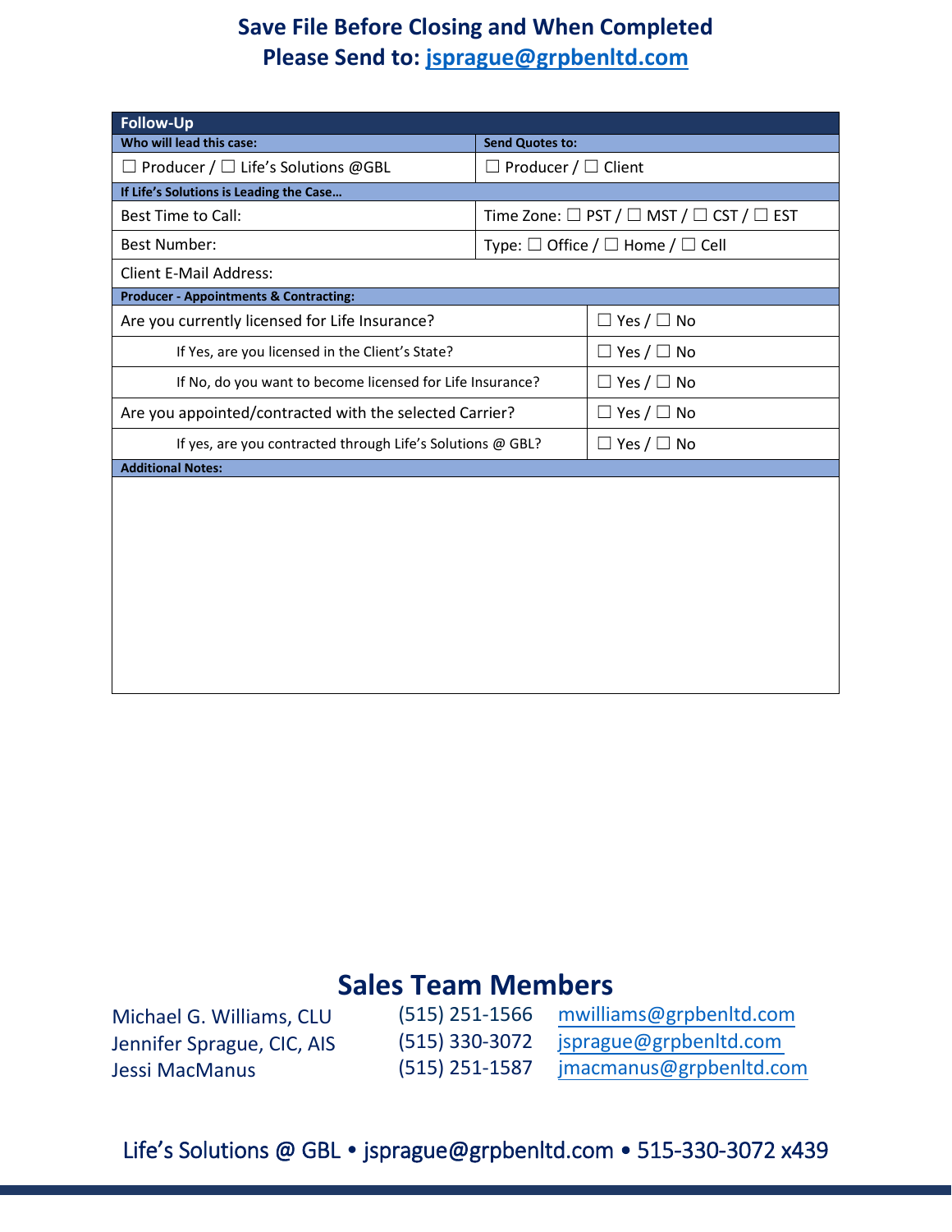**Save File Before Closing and When Completed**
**Please Send to: jsprague@grpbenltd.com**

| **Follow-Up** | |
|---|---|
| **Who will lead this case:** | **Send Quotes to:** |
| ☐ Producer / ☐ Life's Solutions @GBL | ☐ Producer / ☐ Client |
| **If Life's Solutions is Leading the Case…** | |
| Best Time to Call: | Time Zone: ☐ PST / ☐ MST / ☐ CST / ☐ EST |
| Best Number: | Type: ☐ Office / ☐ Home / ☐ Cell |
| Client E-Mail Address: | |
| **Producer - Appointments & Contracting:** | |
| Are you currently licensed for Life Insurance? | ☐ Yes / ☐ No |
| If Yes, are you licensed in the Client's State? | ☐ Yes / ☐ No |
| If No, do you want to become licensed for Life Insurance? | ☐ Yes / ☐ No |
| Are you appointed/contracted with the selected Carrier? | ☐ Yes / ☐ No |
| If yes, are you contracted through Life's Solutions @ GBL? | ☐ Yes / ☐ No |
| **Additional Notes:** | |
| | |

## Sales Team Members

| | | |
|---|---|---|
| Michael G. Williams, CLU | (515) 251-1566 | mwilliams@grpbenltd.com |
| Jennifer Sprague, CIC, AIS | (515) 330-3072 | jsprague@grpbenltd.com |
| Jessi MacManus | (515) 251-1587 | jmacmanus@grpbenltd.com |

Life's Solutions @ GBL • jsprague@grpbenltd.com • 515-330-3072 x439